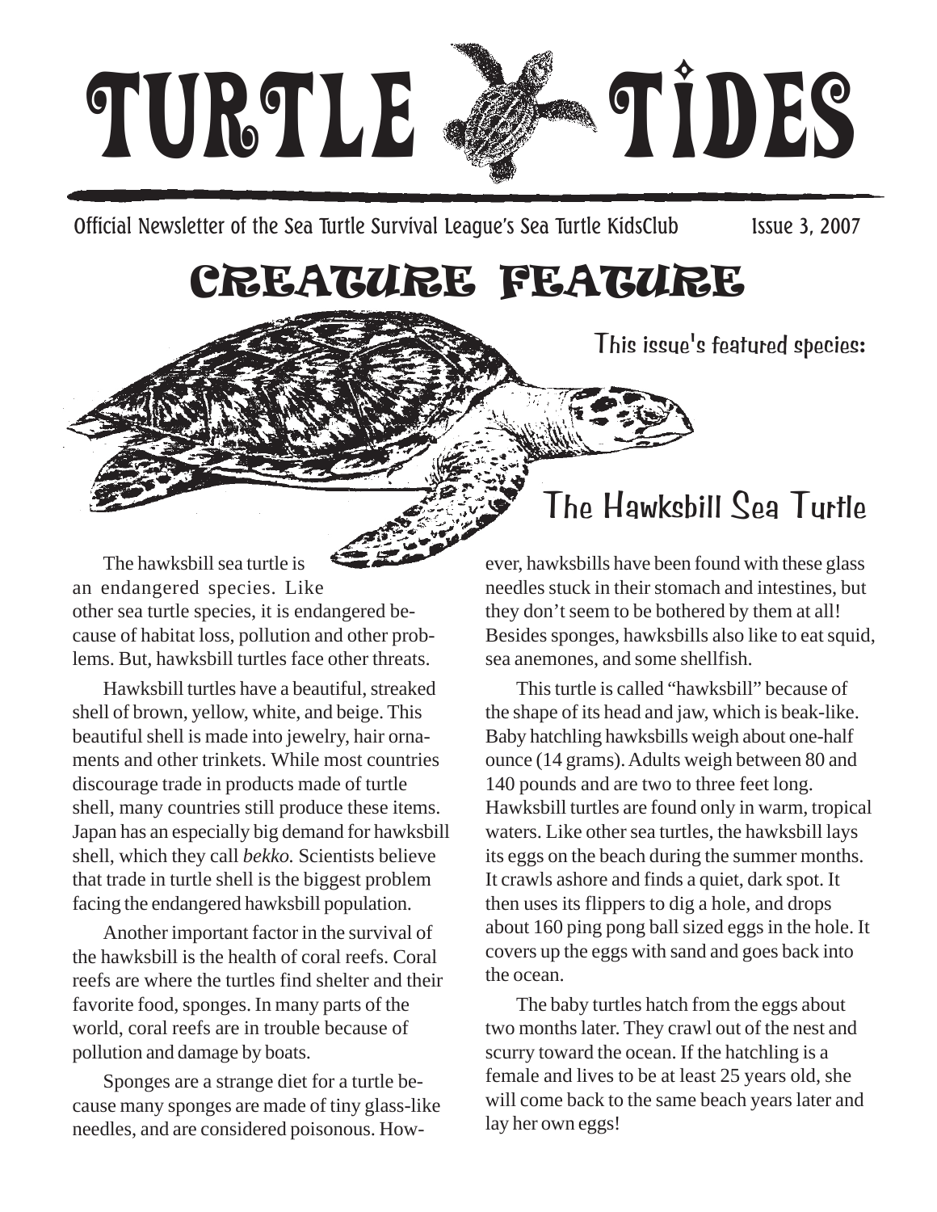# TURTLE TIDES

Official Newsletter of the Sea Turtle Survival League's Sea Turtle KidsClub Issue 3, 2007

## CREATURE FEATURE

This issue's featured species:

### The Hawksbill Sea Turtle

The hawksbill sea turtle is an endangered species. Like other sea turtle species, it is endangered because of habitat loss, pollution and other problems. But, hawksbill turtles face other threats.

Hawksbill turtles have a beautiful, streaked shell of brown, yellow, white, and beige. This beautiful shell is made into jewelry, hair ornaments and other trinkets. While most countries discourage trade in products made of turtle shell, many countries still produce these items. Japan has an especially big demand for hawksbill shell, which they call *bekko.* Scientists believe that trade in turtle shell is the biggest problem facing the endangered hawksbill population.

Another important factor in the survival of the hawksbill is the health of coral reefs. Coral reefs are where the turtles find shelter and their favorite food, sponges. In many parts of the world, coral reefs are in trouble because of pollution and damage by boats.

Sponges are a strange diet for a turtle because many sponges are made of tiny glass-like needles, and are considered poisonous. However, hawksbills have been found with these glass needles stuck in their stomach and intestines, but they don't seem to be bothered by them at all! Besides sponges, hawksbills also like to eat squid, sea anemones, and some shellfish.

This turtle is called "hawksbill" because of the shape of its head and jaw, which is beak-like. Baby hatchling hawksbills weigh about one-half ounce (14 grams). Adults weigh between 80 and 140 pounds and are two to three feet long. Hawksbill turtles are found only in warm, tropical waters. Like other sea turtles, the hawksbill lays its eggs on the beach during the summer months. It crawls ashore and finds a quiet, dark spot. It then uses its flippers to dig a hole, and drops about 160 ping pong ball sized eggs in the hole. It covers up the eggs with sand and goes back into the ocean.

The baby turtles hatch from the eggs about two months later. They crawl out of the nest and scurry toward the ocean. If the hatchling is a female and lives to be at least 25 years old, she will come back to the same beach years later and lay her own eggs!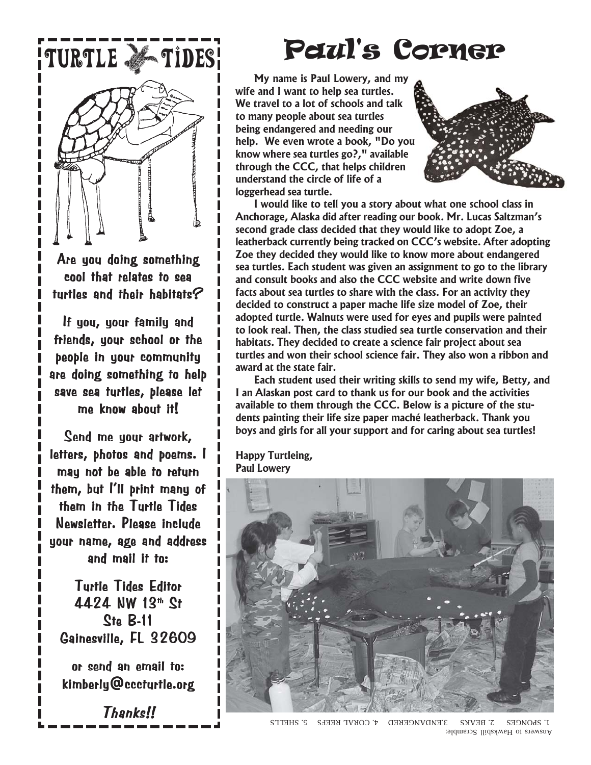# TURTLE TIDES

Are you doing something cool that relates to sea turtles and their habitats?

If you, your family and friends, your school or the people in your community are doing something to help save sea turtles, please let me know about it!

Send me your artwork, letters, photos and poems. I may not be able to return them, but I'll print many of them in the Turtle Tides Newsletter. Please include your name, age and address and mail it to:

Turtle Tides Editor
4424 NW 13th St
Ste B-11
Gainesville, FL 32609

or send an email to:
kimberly@cccturtle.org

*Thanks!!*

# Paul's Corner

**My name is Paul Lowery, and my wife and I want to help sea turtles. We travel to a lot of schools and talk to many people about sea turtles being endangered and needing our help. We even wrote a book, "Do you know where sea turtles go?," available through the CCC, that helps children understand the circle of life of a loggerhead sea turtle.**

**I would like to tell you a story about what one school class in Anchorage, Alaska did after reading our book. Mr. Lucas Saltzman's second grade class decided that they would like to adopt Zoe, a leatherback currently being tracked on CCC's website. After adopting Zoe they decided they would like to know more about endangered sea turtles. Each student was given an assignment to go to the library and consult books and also the CCC website and write down five facts about sea turtles to share with the class. For an activity they decided to construct a paper mache life size model of Zoe, their adopted turtle. Walnuts were used for eyes and pupils were painted to look real. Then, the class studied sea turtle conservation and their habitats. They decided to create a science fair project about sea turtles and won their school science fair. They also won a ribbon and award at the state fair.**

**Each student used their writing skills to send my wife, Betty, and I an Alaskan post card to thank us for our book and the activities available to them through the CCC. Below is a picture of the students painting their life size paper maché leatherback. Thank you boys and girls for all your support and for caring about sea turtles!**

**Happy Turtleing,**
**Paul Lowery**

Answers to Hawksbill Scramble:
1. SPONGES 2. BEAKS 3. ENDANGERED 4. CORAL REEFS 5. SHELLS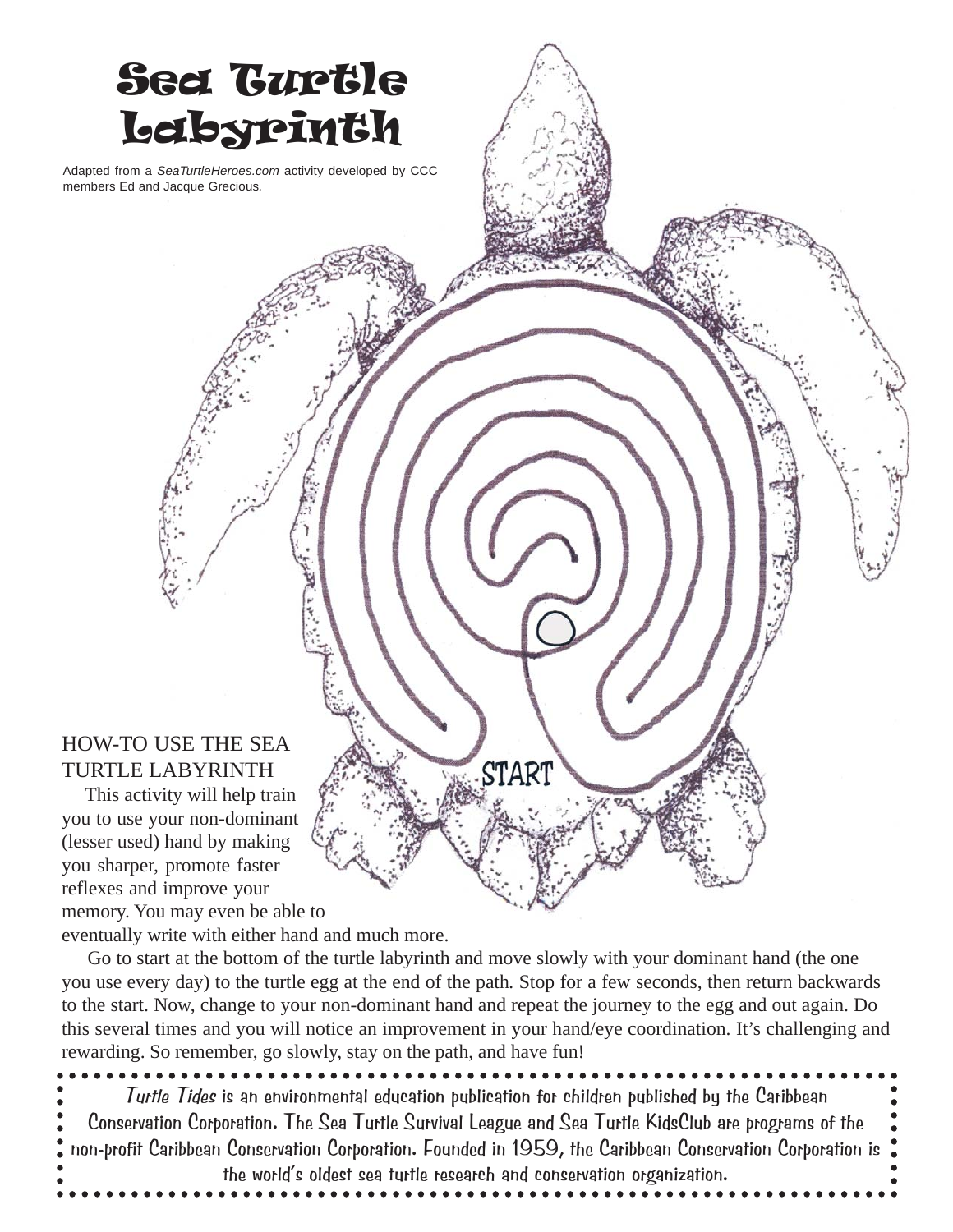# Sea Turtle Labyrinth

Adapted from a *SeaTurtleHeroes.com* activity developed by CCC members Ed and Jacque Grecious.

START

## HOW-TO USE THE SEA TURTLE LABYRINTH

This activity will help train you to use your non-dominant (lesser used) hand by making you sharper, promote faster reflexes and improve your memory. You may even be able to eventually write with either hand and much more.

Go to start at the bottom of the turtle labyrinth and move slowly with your dominant hand (the one you use every day) to the turtle egg at the end of the path. Stop for a few seconds, then return backwards to the start. Now, change to your non-dominant hand and repeat the journey to the egg and out again. Do this several times and you will notice an improvement in your hand/eye coordination. It's challenging and rewarding. So remember, go slowly, stay on the path, and have fun!

*Turtle Tides* is an environmental education publication for children published by the Caribbean Conservation Corporation. The Sea Turtle Survival League and Sea Turtle KidsClub are programs of the non-profit Caribbean Conservation Corporation. Founded in 1959, the Caribbean Conservation Corporation is the world's oldest sea turtle research and conservation organization.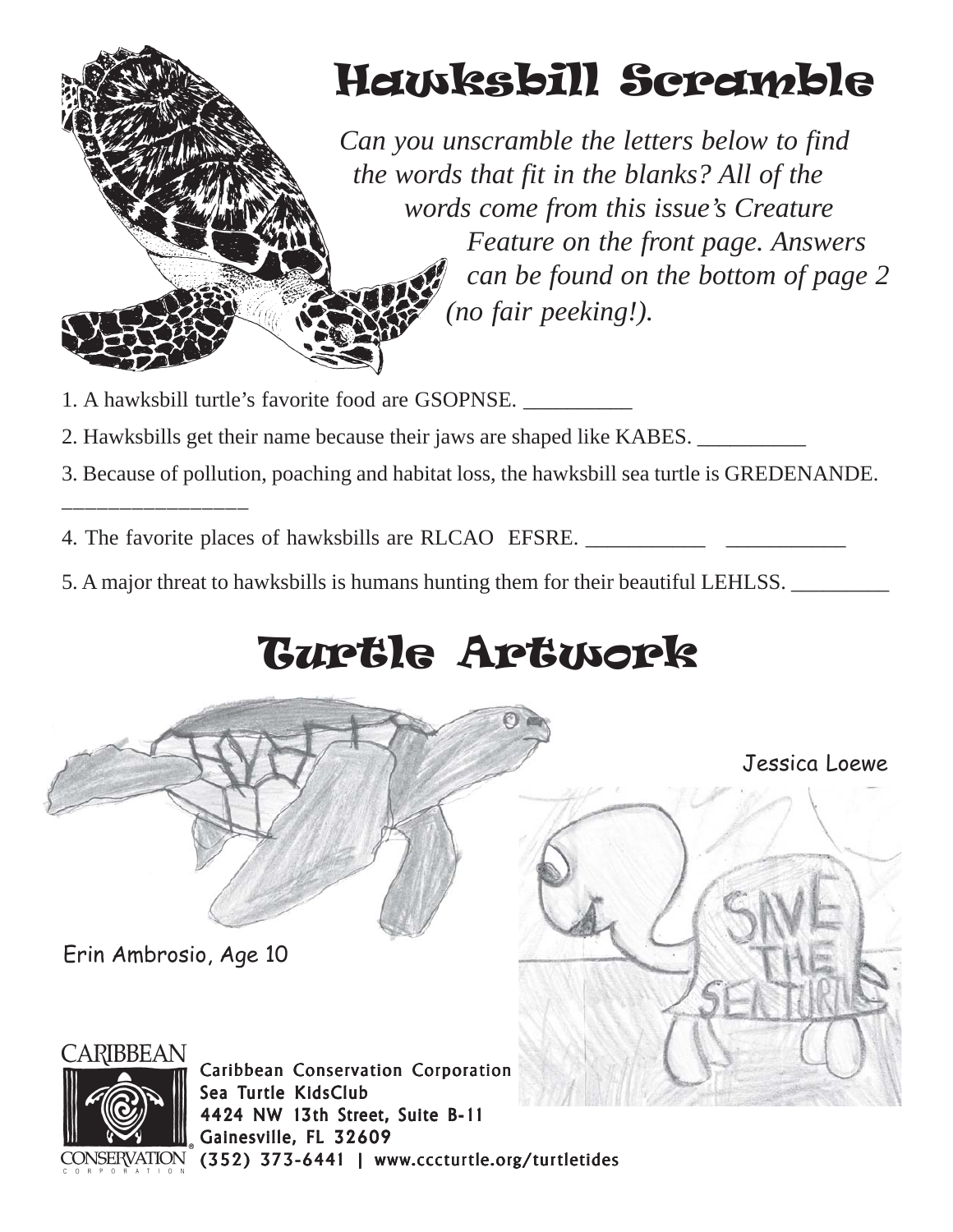# Hawksbill Scramble

*Can you unscramble the letters below to find the words that fit in the blanks? All of the words come from this issue's Creature Feature on the front page. Answers can be found on the bottom of page 2 (no fair peeking!).*

1. A hawksbill turtle's favorite food are GSOPNSE. __________
2. Hawksbills get their name because their jaws are shaped like KABES. __________
3. Because of pollution, poaching and habitat loss, the hawksbill sea turtle is GREDENANDE. _________________
4. The favorite places of hawksbills are RLCAO EFSRE. ___________ ___________
5. A major threat to hawksbills is humans hunting them for their beautiful LEHLSS. _________

# Turtle Artwork

Jessica Loewe

Erin Ambrosio, Age 10

Caribbean Conservation Corporation
Sea Turtle KidsClub
4424 NW 13th Street, Suite B-11
Gainesville, FL 32609
(352) 373-6441 | www.cccturtle.org/turtletides